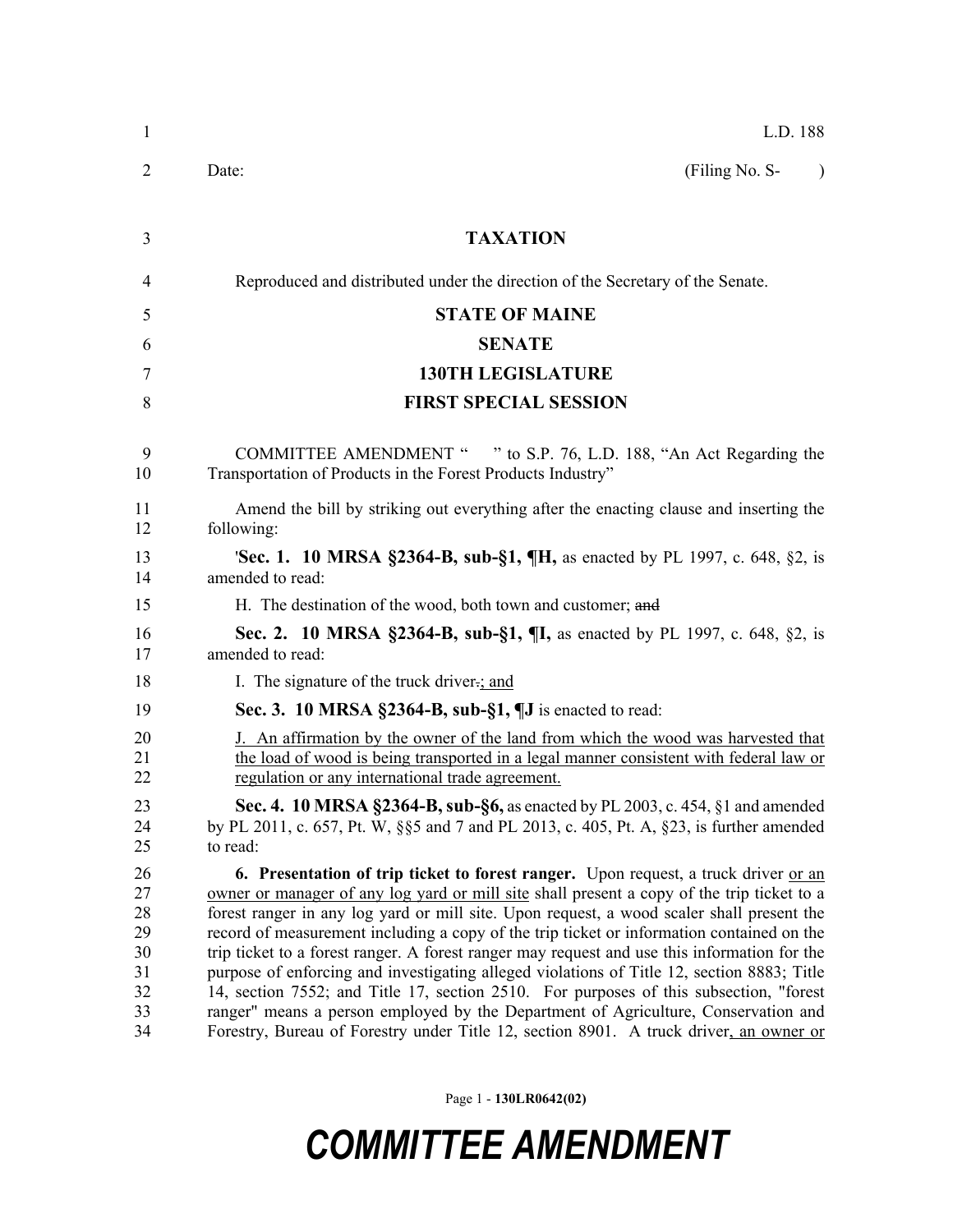L.D. 188

Date: (Filing No. S- )

**TAXATION**

Reproduced and distributed under the direction of the Secretary of the Senate.

**STATE OF MAINE**

**SENATE**

**130TH LEGISLATURE**

**FIRST SPECIAL SESSION**

COMMITTEE AMENDMENT " " to S.P. 76, L.D. 188, "An Act Regarding the Transportation of Products in the Forest Products Industry"

Amend the bill by striking out everything after the enacting clause and inserting the following:

'**Sec. 1. 10 MRSA §2364-B, sub-§1, ¶H,** as enacted by PL 1997, c. 648, §2, is amended to read:

H. The destination of the wood, both town and customer; ~~and~~

**Sec. 2. 10 MRSA §2364-B, sub-§1, ¶I,** as enacted by PL 1997, c. 648, §2, is amended to read:

I. The signature of the truck driver~~.~~; and

**Sec. 3. 10 MRSA §2364-B, sub-§1, ¶J** is enacted to read:

J. An affirmation by the owner of the land from which the wood was harvested that the load of wood is being transported in a legal manner consistent with federal law or regulation or any international trade agreement.

**Sec. 4. 10 MRSA §2364-B, sub-§6,** as enacted by PL 2003, c. 454, §1 and amended by PL 2011, c. 657, Pt. W, §§5 and 7 and PL 2013, c. 405, Pt. A, §23, is further amended to read:

**6. Presentation of trip ticket to forest ranger.** Upon request, a truck driver or an owner or manager of any log yard or mill site shall present a copy of the trip ticket to a forest ranger in any log yard or mill site. Upon request, a wood scaler shall present the record of measurement including a copy of the trip ticket or information contained on the trip ticket to a forest ranger. A forest ranger may request and use this information for the purpose of enforcing and investigating alleged violations of Title 12, section 8883; Title 14, section 7552; and Title 17, section 2510. For purposes of this subsection, "forest ranger" means a person employed by the Department of Agriculture, Conservation and Forestry, Bureau of Forestry under Title 12, section 8901. A truck driver, an owner or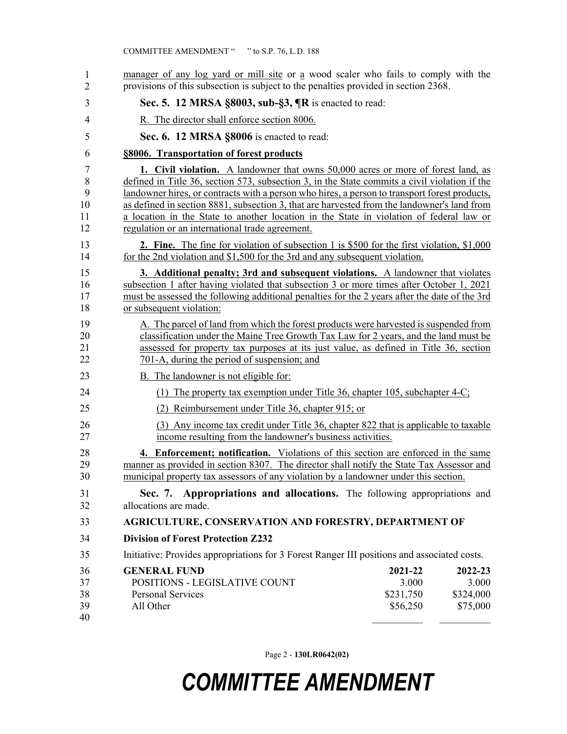manager of any log yard or mill site or a wood scaler who fails to comply with the provisions of this subsection is subject to the penalties provided in section 2368.

**Sec. 5. 12 MRSA §8003, sub-§3, ¶R** is enacted to read:

R. The director shall enforce section 8006.

**Sec. 6. 12 MRSA §8006** is enacted to read:

**§8006. Transportation of forest products**

**1. Civil violation.** A landowner that owns 50,000 acres or more of forest land, as defined in Title 36, section 573, subsection 3, in the State commits a civil violation if the landowner hires, or contracts with a person who hires, a person to transport forest products, as defined in section 8881, subsection 3, that are harvested from the landowner's land from a location in the State to another location in the State in violation of federal law or regulation or an international trade agreement.

**2. Fine.** The fine for violation of subsection 1 is $500 for the first violation, $1,000 for the 2nd violation and $1,500 for the 3rd and any subsequent violation.

**3. Additional penalty; 3rd and subsequent violations.** A landowner that violates subsection 1 after having violated that subsection 3 or more times after October 1, 2021 must be assessed the following additional penalties for the 2 years after the date of the 3rd or subsequent violation:

A. The parcel of land from which the forest products were harvested is suspended from classification under the Maine Tree Growth Tax Law for 2 years, and the land must be assessed for property tax purposes at its just value, as defined in Title 36, section 701-A, during the period of suspension; and

B. The landowner is not eligible for:

(1) The property tax exemption under Title 36, chapter 105, subchapter 4-C;

(2) Reimbursement under Title 36, chapter 915; or

(3) Any income tax credit under Title 36, chapter 822 that is applicable to taxable income resulting from the landowner's business activities.

**4. Enforcement; notification.** Violations of this section are enforced in the same manner as provided in section 8307. The director shall notify the State Tax Assessor and municipal property tax assessors of any violation by a landowner under this section.

**Sec. 7. Appropriations and allocations.** The following appropriations and allocations are made.

**AGRICULTURE, CONSERVATION AND FORESTRY, DEPARTMENT OF**

**Division of Forest Protection Z232**

Initiative: Provides appropriations for 3 Forest Ranger III positions and associated costs.

| GENERAL FUND | 2021-22 | 2022-23 |
|---|---|---|
| POSITIONS - LEGISLATIVE COUNT | 3.000 | 3.000 |
| Personal Services | $231,750 | $324,000 |
| All Other | $56,250 | $75,000 |

# COMMITTEE AMENDMENT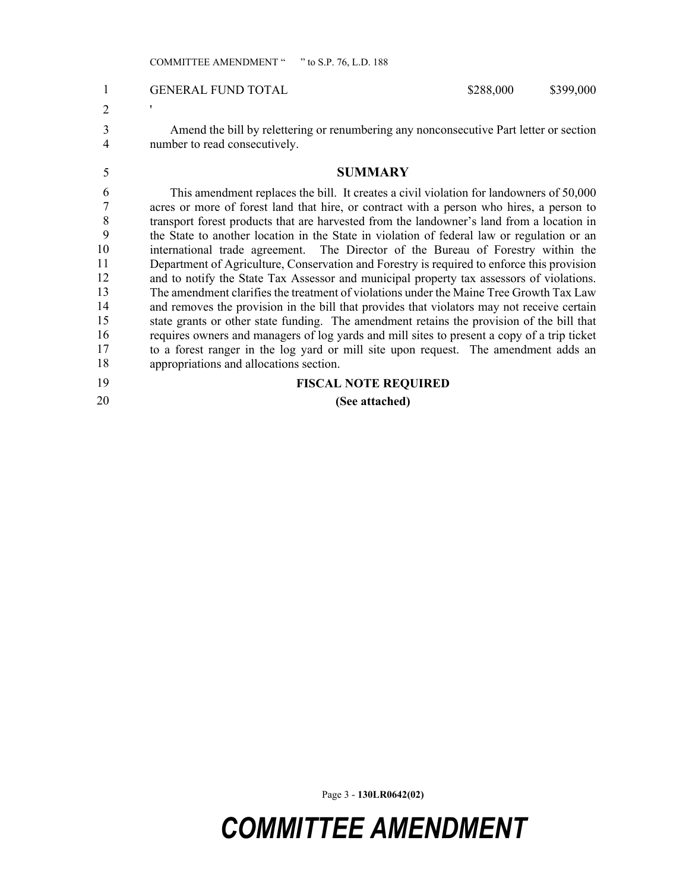| | | |
|---|---|---|
| GENERAL FUND TOTAL | $288,000 | $399,000 |

'

Amend the bill by relettering or renumbering any nonconsecutive Part letter or section number to read consecutively.

## SUMMARY

This amendment replaces the bill. It creates a civil violation for landowners of 50,000 acres or more of forest land that hire, or contract with a person who hires, a person to transport forest products that are harvested from the landowner's land from a location in the State to another location in the State in violation of federal law or regulation or an international trade agreement. The Director of the Bureau of Forestry within the Department of Agriculture, Conservation and Forestry is required to enforce this provision and to notify the State Tax Assessor and municipal property tax assessors of violations. The amendment clarifies the treatment of violations under the Maine Tree Growth Tax Law and removes the provision in the bill that provides that violators may not receive certain state grants or other state funding. The amendment retains the provision of the bill that requires owners and managers of log yards and mill sites to present a copy of a trip ticket to a forest ranger in the log yard or mill site upon request. The amendment adds an appropriations and allocations section.

**FISCAL NOTE REQUIRED**

**(See attached)**